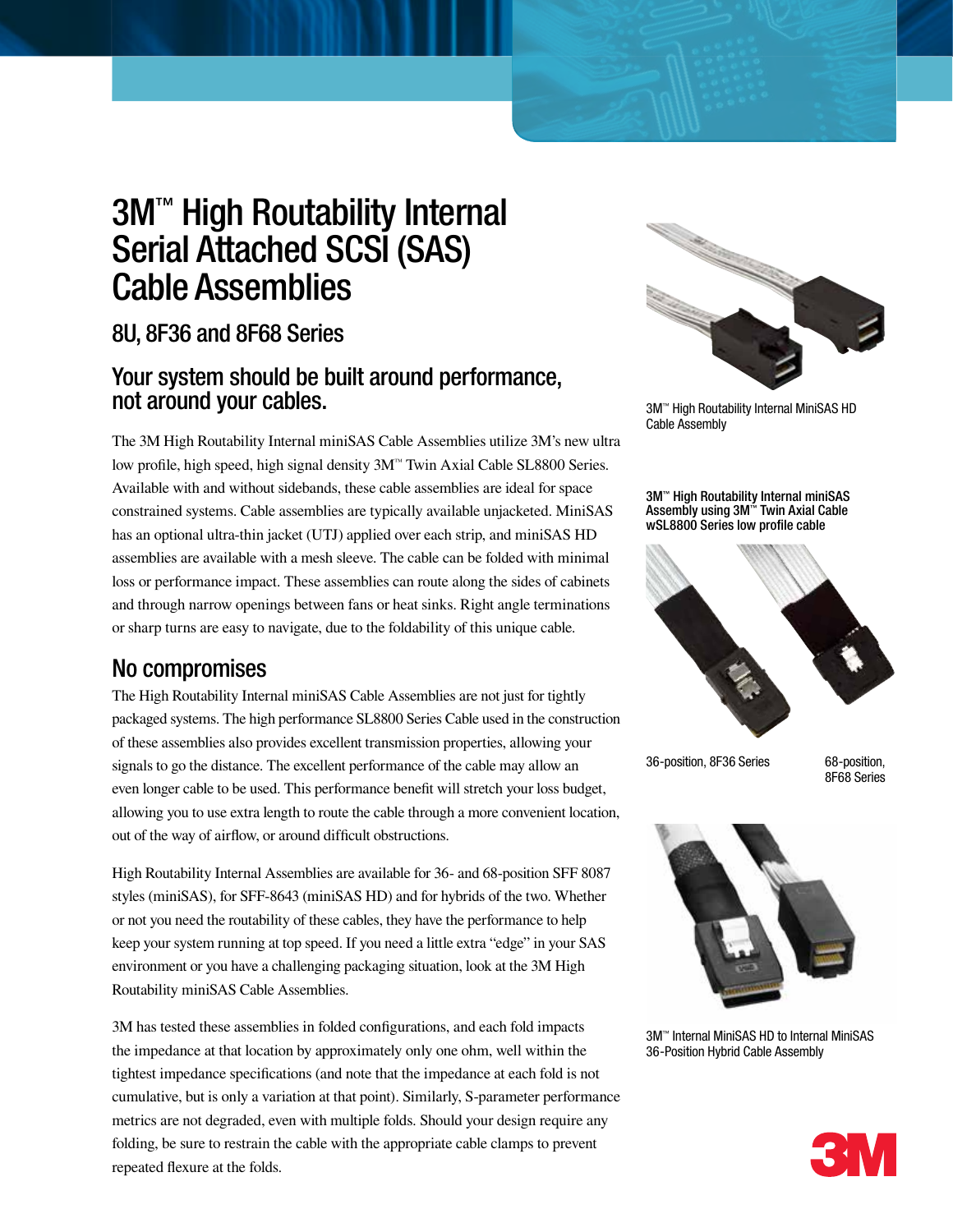# 3M™ High Routability Internal Serial Attached SCSI (SAS) Cable Assemblies

## 8U, 8F36 and 8F68 Series

## Your system should be built around performance, not around your cables.

The 3M High Routability Internal miniSAS Cable Assemblies utilize 3M's new ultra low profile, high speed, high signal density 3M™ Twin Axial Cable SL8800 Series. Available with and without sidebands, these cable assemblies are ideal for space constrained systems. Cable assemblies are typically available unjacketed. MiniSAS has an optional ultra-thin jacket (UTJ) applied over each strip, and miniSAS HD assemblies are available with a mesh sleeve. The cable can be folded with minimal loss or performance impact. These assemblies can route along the sides of cabinets and through narrow openings between fans or heat sinks. Right angle terminations or sharp turns are easy to navigate, due to the foldability of this unique cable.

## No compromises

The High Routability Internal miniSAS Cable Assemblies are not just for tightly packaged systems. The high performance SL8800 Series Cable used in the construction of these assemblies also provides excellent transmission properties, allowing your signals to go the distance. The excellent performance of the cable may allow an even longer cable to be used. This performance benefit will stretch your loss budget, allowing you to use extra length to route the cable through a more convenient location, out of the way of airflow, or around difficult obstructions.

High Routability Internal Assemblies are available for 36- and 68-position SFF 8087 styles (miniSAS), for SFF-8643 (miniSAS HD) and for hybrids of the two. Whether or not you need the routability of these cables, they have the performance to help keep your system running at top speed. If you need a little extra "edge" in your SAS environment or you have a challenging packaging situation, look at the 3M High Routability miniSAS Cable Assemblies.

3M has tested these assemblies in folded configurations, and each fold impacts the impedance at that location by approximately only one ohm, well within the tightest impedance specifications (and note that the impedance at each fold is not cumulative, but is only a variation at that point). Similarly, S-parameter performance metrics are not degraded, even with multiple folds. Should your design require any folding, be sure to restrain the cable with the appropriate cable clamps to prevent repeated flexure at the folds.

3M™ High Routability Internal MiniSAS HD Cable Assembly

**3M™ High Routability Internal miniSAS Assembly using 3M™ Twin Axial Cable wSL8800 Series low profile cable**

36-position, 8F36 Series

68-position, 8F68 Series

3M™ Internal MiniSAS HD to Internal MiniSAS 36-Position Hybrid Cable Assembly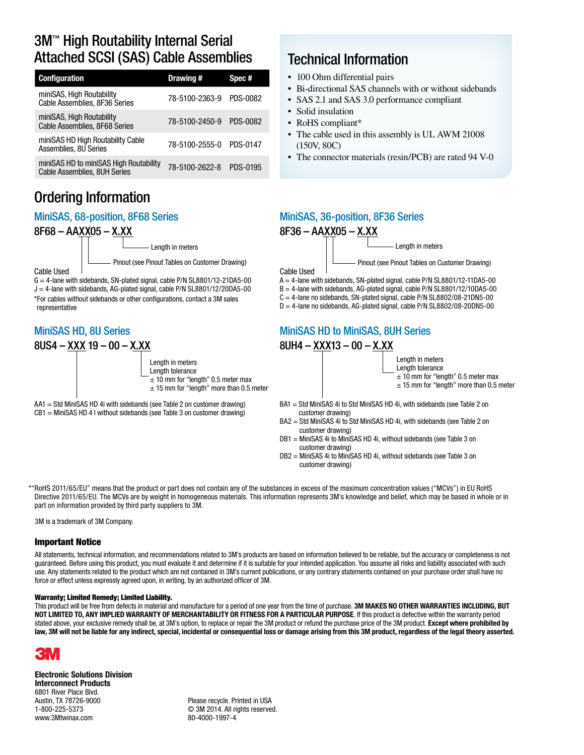# 3M™ High Routability Internal Serial Attached SCSI (SAS) Cable Assemblies

| Configuration | Drawing # | Spec # |
|---|---|---|
| miniSAS, High Routability Cable Assemblies, 8F36 Series | 78-5100-2363-9 | PDS-0082 |
| miniSAS, High Routability Cable Assemblies, 8F68 Series | 78-5100-2450-9 | PDS-0082 |
| miniSAS HD High Routability Cable Assemblies, 8U Series | 78-5100-2555-0 | PDS-0147 |
| miniSAS HD to miniSAS High Routability Cable Assemblies, 8UH Series | 78-5100-2622-8 | PDS-0195 |

## Technical Information

- 100 Ohm differential pairs
- Bi-directional SAS channels with or without sidebands
- SAS 2.1 and SAS 3.0 performance compliant
- Solid insulation
- RoHS compliant*
- The cable used in this assembly is UL AWM 21008 (150V, 80C)
- The connector materials (resin/PCB) are rated 94 V-0

## Ordering Information

### MiniSAS, 68-position, 8F68 Series

8F68 – AAXX05 – X.XX

- X.XX: Length in meters
- XX: Pinout (see Pinout Tables on Customer Drawing)
- Cable Used

G = 4-lane with sidebands, SN-plated signal, cable P/N SL8801/12-21DA5-00
J = 4-lane with sidebands, AG-plated signal, cable P/N SL8801/12/20DA5-00
*For cables without sidebands or other configurations, contact a 3M sales representative

### MiniSAS, 36-position, 8F36 Series

8F36 – AAXX05 – X.XX

- X.XX: Length in meters
- XX: Pinout (see Pinout Tables on Customer Drawing)
- Cable Used

A = 4-lane with sidebands, SN-plated signal, cable P/N SL8801/12-11DA5-00
B = 4-lane with sidebands, AG-plated signal, cable P/N SL8801/12/10DA5-00
C = 4-lane no sidebands, SN-plated signal, cable P/N SL8802/08-21DN5-00
D = 4-lane no sidebands, AG-plated signal, cable P/N SL8802/08-20DN5-00

### MiniSAS HD, 8U Series

8US4 – XXX 19 – 00 – X.XX

- X.XX: Length in meters
  - Length tolerance
  - ± 10 mm for "length" 0.5 meter max
  - ± 15 mm for "length" more than 0.5 meter

AA1 = Std MiniSAS HD 4i with sidebands (see Table 2 on customer drawing)
CB1 = MiniSAS HD 4 I without sidebands (see Table 3 on customer drawing)

### MiniSAS HD to MiniSAS, 8UH Series

8UH4 – XXX13 – 00 – X.XX

- X.XX: Length in meters
  - Length tolerance
  - ± 10 mm for "length" 0.5 meter max
  - ± 15 mm for "length" more than 0.5 meter

BA1 = Std MiniSAS 4i to Std MiniSAS HD 4i, with sidebands (see Table 2 on customer drawing)
BA2 = Std MiniSAS 4i to Std MiniSAS HD 4i, with sidebands (see Table 2 on customer drawing)
DB1 = MiniSAS 4i to MiniSAS HD 4i, without sidebands (see Table 3 on customer drawing)
DB2 = MiniSAS 4i to MiniSAS HD 4i, without sidebands (see Table 3 on customer drawing)

*"RoHS 2011/65/EU" means that the product or part does not contain any of the substances in excess of the maximum concentration values ("MCVs") in EU RoHS Directive 2011/65/EU. The MCVs are by weight in homogeneous materials. This information represents 3M's knowledge and belief, which may be based in whole or in part on information provided by third party suppliers to 3M.

3M is a trademark of 3M Company.

### Important Notice

All statements, technical information, and recommendations related to 3M's products are based on information believed to be reliable, but the accuracy or completeness is not guaranteed. Before using this product, you must evaluate it and determine if it is suitable for your intended application. You assume all risks and liability associated with such use. Any statements related to the product which are not contained in 3M's current publications, or any contrary statements contained on your purchase order shall have no force or effect unless expressly agreed upon, in writing, by an authorized officer of 3M.

**Warranty; Limited Remedy; Limited Liability.**
This product will be free from defects in material and manufacture for a period of one year from the time of purchase. **3M MAKES NO OTHER WARRANTIES INCLUDING, BUT NOT LIMITED TO, ANY IMPLIED WARRANTY OF MERCHANTABILITY OR FITNESS FOR A PARTICULAR PURPOSE.** If this product is defective within the warranty period stated above, your exclusive remedy shall be, at 3M's option, to replace or repair the 3M product or refund the purchase price of the 3M product. **Except where prohibited by law, 3M will not be liable for any indirect, special, incidental or consequential loss or damage arising from this 3M product, regardless of the legal theory asserted.**

3M

**Electronic Solutions Division**
**Interconnect Products**
6801 River Place Blvd.
Austin, TX 78726-9000
1-800-225-5373
www.3Mtwinax.com

Please recycle. Printed in USA
© 3M 2014. All rights reserved.
80-4000-1997-4